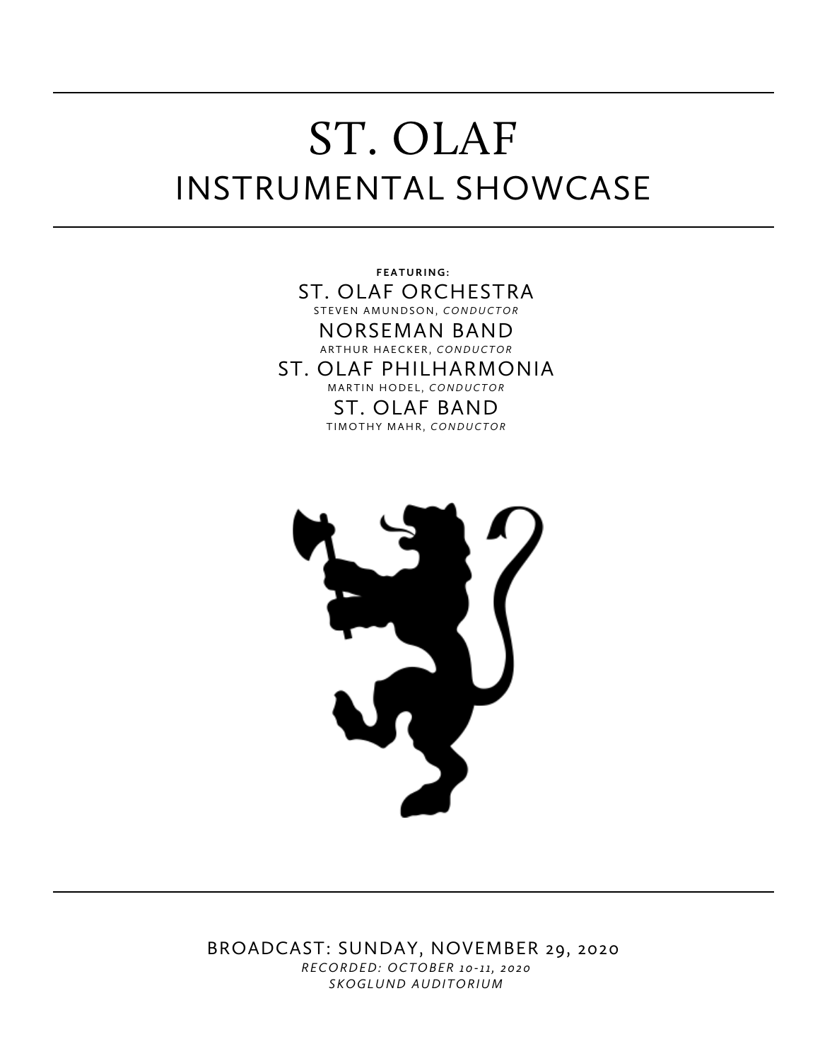# ST. OLAF
## INSTRUMENTAL SHOWCASE

**FEATURING:**

ST. OLAF ORCHESTRA
STEVEN AMUNDSON, *CONDUCTOR*

NORSEMAN BAND
ARTHUR HAECKER, *CONDUCTOR*

ST. OLAF PHILHARMONIA
MARTIN HODEL, *CONDUCTOR*

ST. OLAF BAND
TIMOTHY MAHR, *CONDUCTOR*

BROADCAST: SUNDAY, NOVEMBER 29, 2020
*RECORDED: OCTOBER 10-11, 2020*
*SKOGLUND AUDITORIUM*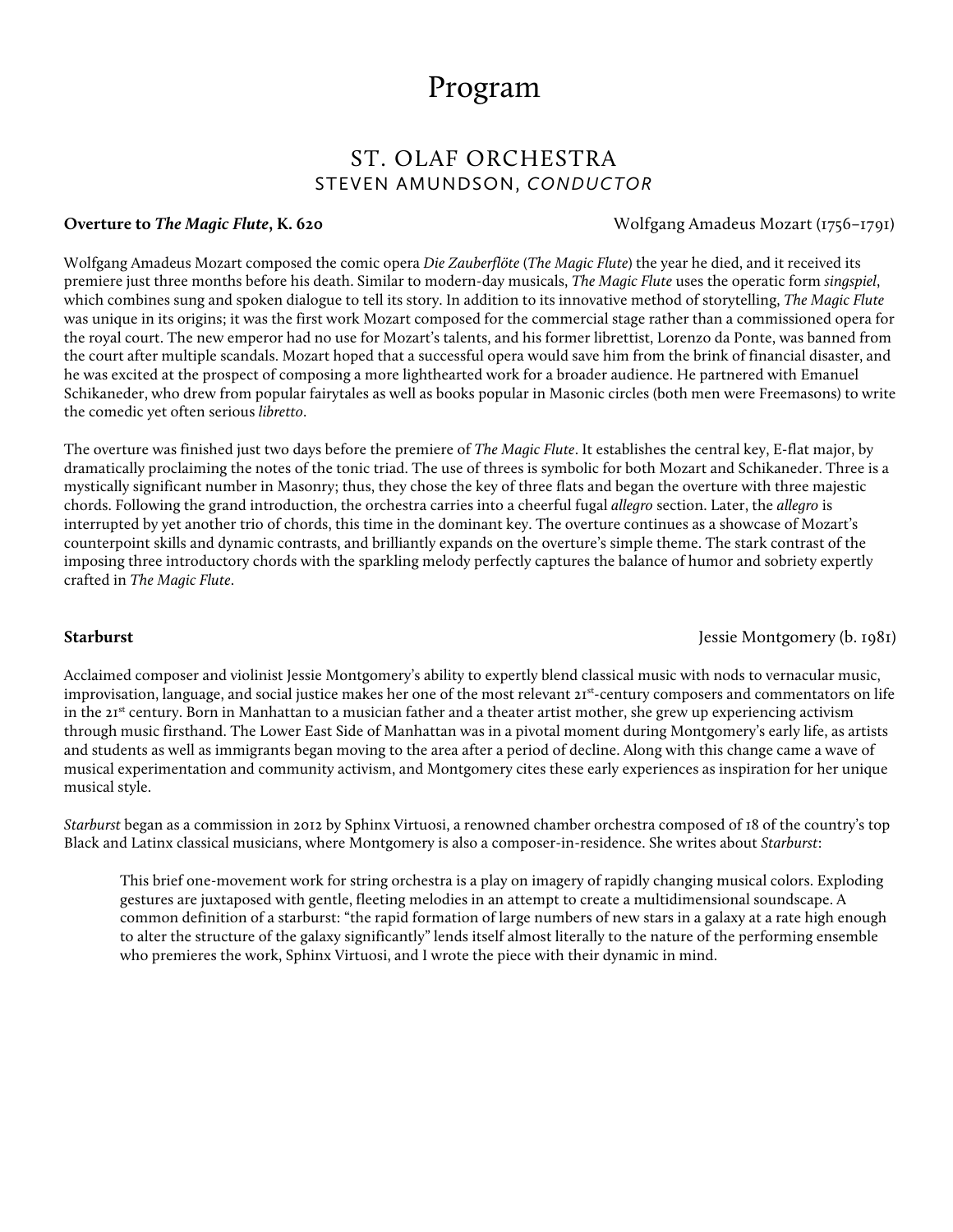# Program

## ST. OLAF ORCHESTRA
### STEVEN AMUNDSON, *CONDUCTOR*

**Overture to *The Magic Flute*, K. 620** Wolfgang Amadeus Mozart (1756–1791)

Wolfgang Amadeus Mozart composed the comic opera *Die Zauberflöte* (*The Magic Flute*) the year he died, and it received its premiere just three months before his death. Similar to modern-day musicals, *The Magic Flute* uses the operatic form *singspiel*, which combines sung and spoken dialogue to tell its story. In addition to its innovative method of storytelling, *The Magic Flute* was unique in its origins; it was the first work Mozart composed for the commercial stage rather than a commissioned opera for the royal court. The new emperor had no use for Mozart's talents, and his former librettist, Lorenzo da Ponte, was banned from the court after multiple scandals. Mozart hoped that a successful opera would save him from the brink of financial disaster, and he was excited at the prospect of composing a more lighthearted work for a broader audience. He partnered with Emanuel Schikaneder, who drew from popular fairytales as well as books popular in Masonic circles (both men were Freemasons) to write the comedic yet often serious *libretto*.

The overture was finished just two days before the premiere of *The Magic Flute*. It establishes the central key, E-flat major, by dramatically proclaiming the notes of the tonic triad. The use of threes is symbolic for both Mozart and Schikaneder. Three is a mystically significant number in Masonry; thus, they chose the key of three flats and began the overture with three majestic chords. Following the grand introduction, the orchestra carries into a cheerful fugal *allegro* section. Later, the *allegro* is interrupted by yet another trio of chords, this time in the dominant key. The overture continues as a showcase of Mozart's counterpoint skills and dynamic contrasts, and brilliantly expands on the overture's simple theme. The stark contrast of the imposing three introductory chords with the sparkling melody perfectly captures the balance of humor and sobriety expertly crafted in *The Magic Flute*.

**Starburst** Jessie Montgomery (b. 1981)

Acclaimed composer and violinist Jessie Montgomery's ability to expertly blend classical music with nods to vernacular music, improvisation, language, and social justice makes her one of the most relevant 21st-century composers and commentators on life in the 21st century. Born in Manhattan to a musician father and a theater artist mother, she grew up experiencing activism through music firsthand. The Lower East Side of Manhattan was in a pivotal moment during Montgomery's early life, as artists and students as well as immigrants began moving to the area after a period of decline. Along with this change came a wave of musical experimentation and community activism, and Montgomery cites these early experiences as inspiration for her unique musical style.

*Starburst* began as a commission in 2012 by Sphinx Virtuosi, a renowned chamber orchestra composed of 18 of the country's top Black and Latinx classical musicians, where Montgomery is also a composer-in-residence. She writes about *Starburst*:

> This brief one-movement work for string orchestra is a play on imagery of rapidly changing musical colors. Exploding gestures are juxtaposed with gentle, fleeting melodies in an attempt to create a multidimensional soundscape. A common definition of a starburst: "the rapid formation of large numbers of new stars in a galaxy at a rate high enough to alter the structure of the galaxy significantly" lends itself almost literally to the nature of the performing ensemble who premieres the work, Sphinx Virtuosi, and I wrote the piece with their dynamic in mind.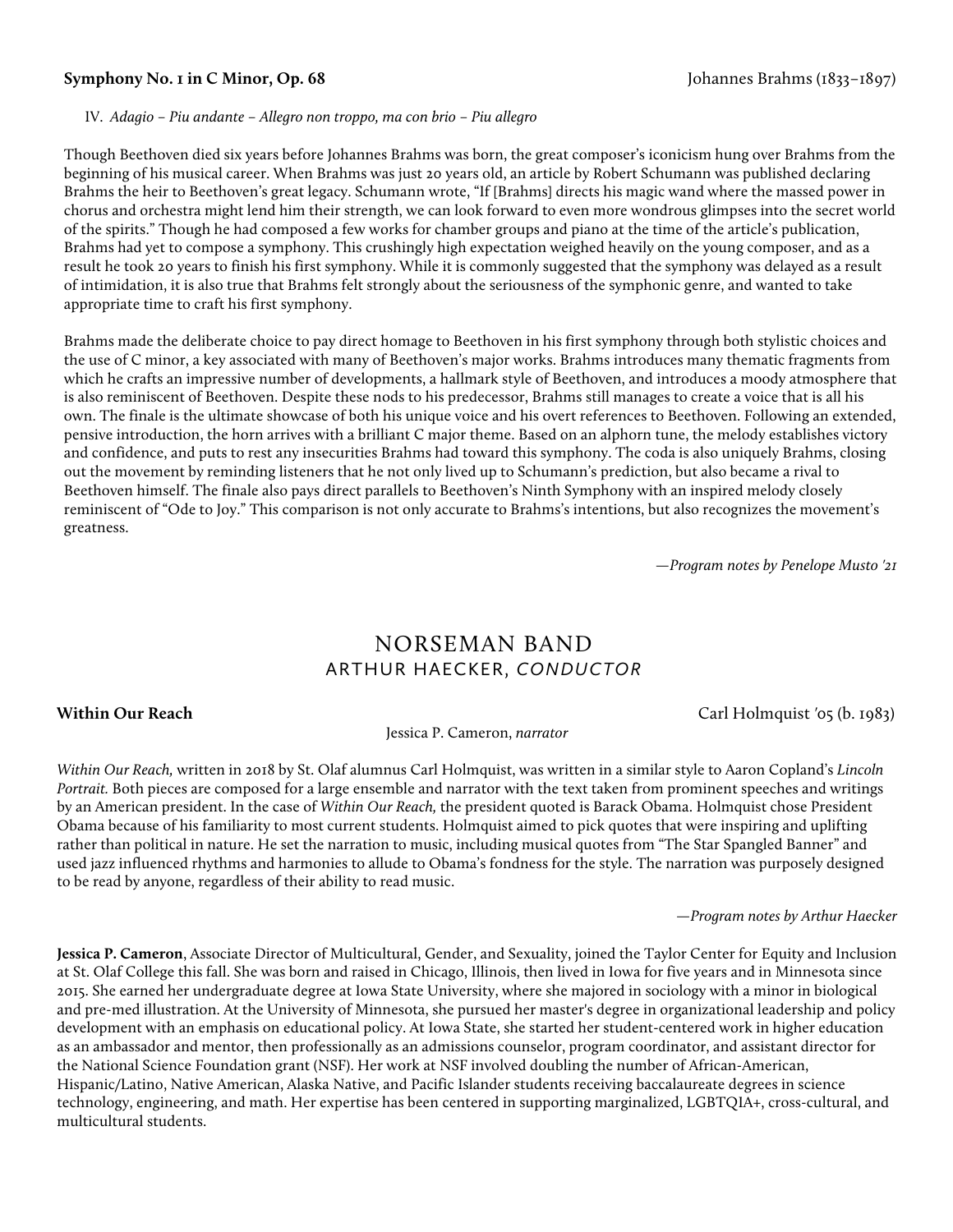**Symphony No. 1 in C Minor, Op. 68** Johannes Brahms (1833–1897)

IV. *Adagio – Piu andante – Allegro non troppo, ma con brio – Piu allegro*

Though Beethoven died six years before Johannes Brahms was born, the great composer's iconicism hung over Brahms from the beginning of his musical career. When Brahms was just 20 years old, an article by Robert Schumann was published declaring Brahms the heir to Beethoven's great legacy. Schumann wrote, "If [Brahms] directs his magic wand where the massed power in chorus and orchestra might lend him their strength, we can look forward to even more wondrous glimpses into the secret world of the spirits." Though he had composed a few works for chamber groups and piano at the time of the article's publication, Brahms had yet to compose a symphony. This crushingly high expectation weighed heavily on the young composer, and as a result he took 20 years to finish his first symphony. While it is commonly suggested that the symphony was delayed as a result of intimidation, it is also true that Brahms felt strongly about the seriousness of the symphonic genre, and wanted to take appropriate time to craft his first symphony.

Brahms made the deliberate choice to pay direct homage to Beethoven in his first symphony through both stylistic choices and the use of C minor, a key associated with many of Beethoven's major works. Brahms introduces many thematic fragments from which he crafts an impressive number of developments, a hallmark style of Beethoven, and introduces a moody atmosphere that is also reminiscent of Beethoven. Despite these nods to his predecessor, Brahms still manages to create a voice that is all his own. The finale is the ultimate showcase of both his unique voice and his overt references to Beethoven. Following an extended, pensive introduction, the horn arrives with a brilliant C major theme. Based on an alphorn tune, the melody establishes victory and confidence, and puts to rest any insecurities Brahms had toward this symphony. The coda is also uniquely Brahms, closing out the movement by reminding listeners that he not only lived up to Schumann's prediction, but also became a rival to Beethoven himself. The finale also pays direct parallels to Beethoven's Ninth Symphony with an inspired melody closely reminiscent of "Ode to Joy." This comparison is not only accurate to Brahms's intentions, but also recognizes the movement's greatness.

*—Program notes by Penelope Musto '21*

## NORSEMAN BAND
### ARTHUR HAECKER, *CONDUCTOR*

**Within Our Reach** Carl Holmquist '05 (b. 1983)

Jessica P. Cameron, *narrator*

*Within Our Reach,* written in 2018 by St. Olaf alumnus Carl Holmquist, was written in a similar style to Aaron Copland's *Lincoln Portrait.* Both pieces are composed for a large ensemble and narrator with the text taken from prominent speeches and writings by an American president. In the case of *Within Our Reach,* the president quoted is Barack Obama. Holmquist chose President Obama because of his familiarity to most current students. Holmquist aimed to pick quotes that were inspiring and uplifting rather than political in nature. He set the narration to music, including musical quotes from "The Star Spangled Banner" and used jazz influenced rhythms and harmonies to allude to Obama's fondness for the style. The narration was purposely designed to be read by anyone, regardless of their ability to read music.

*—Program notes by Arthur Haecker*

**Jessica P. Cameron**, Associate Director of Multicultural, Gender, and Sexuality, joined the Taylor Center for Equity and Inclusion at St. Olaf College this fall. She was born and raised in Chicago, Illinois, then lived in Iowa for five years and in Minnesota since 2015. She earned her undergraduate degree at Iowa State University, where she majored in sociology with a minor in biological and pre-med illustration. At the University of Minnesota, she pursued her master's degree in organizational leadership and policy development with an emphasis on educational policy. At Iowa State, she started her student-centered work in higher education as an ambassador and mentor, then professionally as an admissions counselor, program coordinator, and assistant director for the National Science Foundation grant (NSF). Her work at NSF involved doubling the number of African-American, Hispanic/Latino, Native American, Alaska Native, and Pacific Islander students receiving baccalaureate degrees in science technology, engineering, and math. Her expertise has been centered in supporting marginalized, LGBTQIA+, cross-cultural, and multicultural students.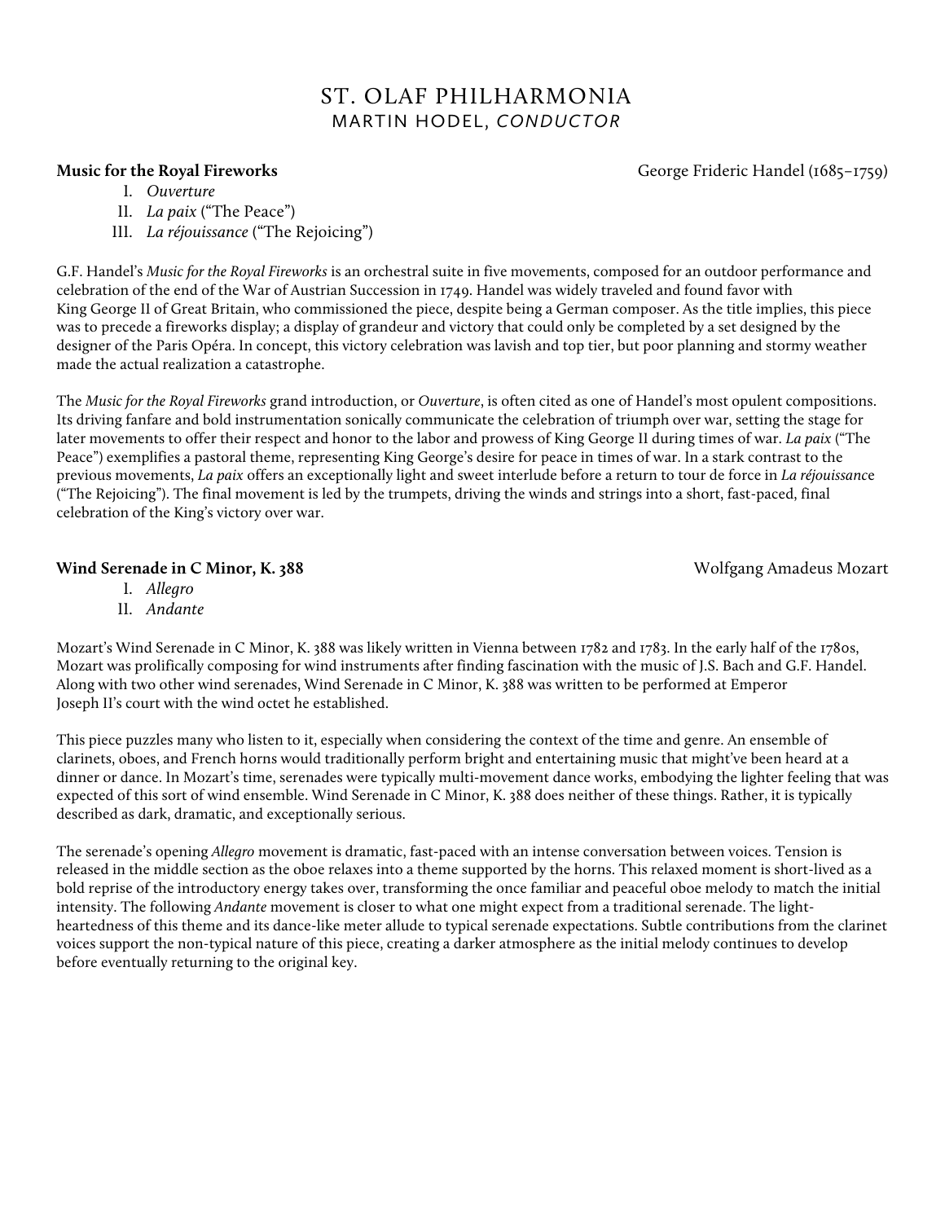# ST. OLAF PHILHARMONIA

## MARTIN HODEL, *CONDUCTOR*

**Music for the Royal Fireworks** — George Frideric Handel (1685–1759)

I. *Ouverture*
II. *La paix* ("The Peace")
III. *La réjouissance* ("The Rejoicing")

G.F. Handel's *Music for the Royal Fireworks* is an orchestral suite in five movements, composed for an outdoor performance and celebration of the end of the War of Austrian Succession in 1749. Handel was widely traveled and found favor with King George II of Great Britain, who commissioned the piece, despite being a German composer. As the title implies, this piece was to precede a fireworks display; a display of grandeur and victory that could only be completed by a set designed by the designer of the Paris Opéra. In concept, this victory celebration was lavish and top tier, but poor planning and stormy weather made the actual realization a catastrophe.

The *Music for the Royal Fireworks* grand introduction, or *Ouverture*, is often cited as one of Handel's most opulent compositions. Its driving fanfare and bold instrumentation sonically communicate the celebration of triumph over war, setting the stage for later movements to offer their respect and honor to the labor and prowess of King George II during times of war. *La paix* ("The Peace") exemplifies a pastoral theme, representing King George's desire for peace in times of war. In a stark contrast to the previous movements, *La paix* offers an exceptionally light and sweet interlude before a return to tour de force in *La réjouissanc*e ("The Rejoicing"). The final movement is led by the trumpets, driving the winds and strings into a short, fast-paced, final celebration of the King's victory over war.

**Wind Serenade in C Minor, K. 388** — Wolfgang Amadeus Mozart

I. *Allegro*
II. *Andante*

Mozart's Wind Serenade in C Minor, K. 388 was likely written in Vienna between 1782 and 1783. In the early half of the 1780s, Mozart was prolifically composing for wind instruments after finding fascination with the music of J.S. Bach and G.F. Handel. Along with two other wind serenades, Wind Serenade in C Minor, K. 388 was written to be performed at Emperor Joseph II's court with the wind octet he established.

This piece puzzles many who listen to it, especially when considering the context of the time and genre. An ensemble of clarinets, oboes, and French horns would traditionally perform bright and entertaining music that might've been heard at a dinner or dance. In Mozart's time, serenades were typically multi-movement dance works, embodying the lighter feeling that was expected of this sort of wind ensemble. Wind Serenade in C Minor, K. 388 does neither of these things. Rather, it is typically described as dark, dramatic, and exceptionally serious.

The serenade's opening *Allegro* movement is dramatic, fast-paced with an intense conversation between voices. Tension is released in the middle section as the oboe relaxes into a theme supported by the horns. This relaxed moment is short-lived as a bold reprise of the introductory energy takes over, transforming the once familiar and peaceful oboe melody to match the initial intensity. The following *Andante* movement is closer to what one might expect from a traditional serenade. The light-heartedness of this theme and its dance-like meter allude to typical serenade expectations. Subtle contributions from the clarinet voices support the non-typical nature of this piece, creating a darker atmosphere as the initial melody continues to develop before eventually returning to the original key.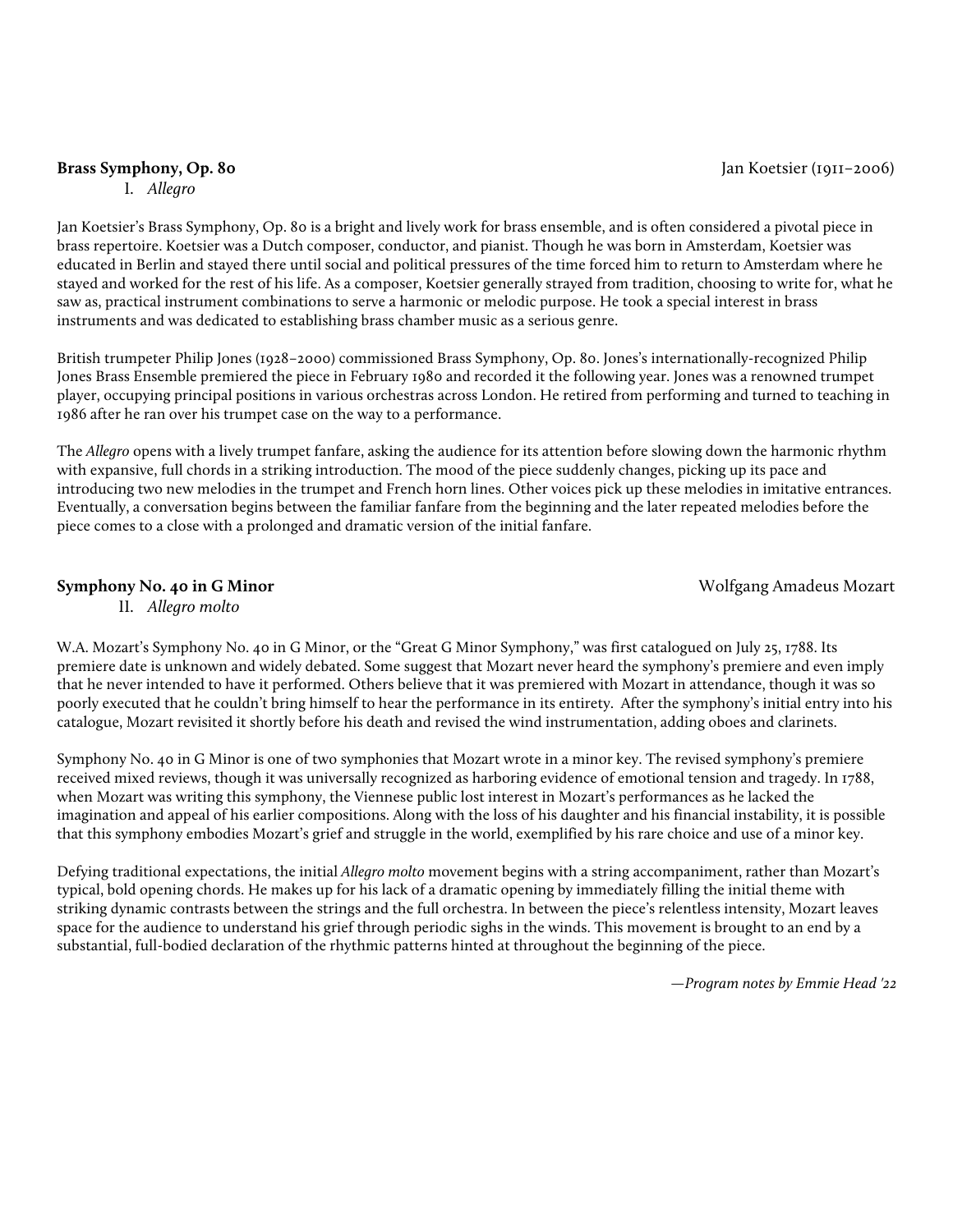**Brass Symphony, Op. 80** Jan Koetsier (1911–2006)

I. *Allegro*

Jan Koetsier's Brass Symphony, Op. 80 is a bright and lively work for brass ensemble, and is often considered a pivotal piece in brass repertoire. Koetsier was a Dutch composer, conductor, and pianist. Though he was born in Amsterdam, Koetsier was educated in Berlin and stayed there until social and political pressures of the time forced him to return to Amsterdam where he stayed and worked for the rest of his life. As a composer, Koetsier generally strayed from tradition, choosing to write for, what he saw as, practical instrument combinations to serve a harmonic or melodic purpose. He took a special interest in brass instruments and was dedicated to establishing brass chamber music as a serious genre.

British trumpeter Philip Jones (1928–2000) commissioned Brass Symphony, Op. 80. Jones's internationally-recognized Philip Jones Brass Ensemble premiered the piece in February 1980 and recorded it the following year. Jones was a renowned trumpet player, occupying principal positions in various orchestras across London. He retired from performing and turned to teaching in 1986 after he ran over his trumpet case on the way to a performance.

The *Allegro* opens with a lively trumpet fanfare, asking the audience for its attention before slowing down the harmonic rhythm with expansive, full chords in a striking introduction. The mood of the piece suddenly changes, picking up its pace and introducing two new melodies in the trumpet and French horn lines. Other voices pick up these melodies in imitative entrances. Eventually, a conversation begins between the familiar fanfare from the beginning and the later repeated melodies before the piece comes to a close with a prolonged and dramatic version of the initial fanfare.

**Symphony No. 40 in G Minor** Wolfgang Amadeus Mozart

II. *Allegro molto*

W.A. Mozart's Symphony No. 40 in G Minor, or the "Great G Minor Symphony," was first catalogued on July 25, 1788. Its premiere date is unknown and widely debated. Some suggest that Mozart never heard the symphony's premiere and even imply that he never intended to have it performed. Others believe that it was premiered with Mozart in attendance, though it was so poorly executed that he couldn't bring himself to hear the performance in its entirety. After the symphony's initial entry into his catalogue, Mozart revisited it shortly before his death and revised the wind instrumentation, adding oboes and clarinets.

Symphony No. 40 in G Minor is one of two symphonies that Mozart wrote in a minor key. The revised symphony's premiere received mixed reviews, though it was universally recognized as harboring evidence of emotional tension and tragedy. In 1788, when Mozart was writing this symphony, the Viennese public lost interest in Mozart's performances as he lacked the imagination and appeal of his earlier compositions. Along with the loss of his daughter and his financial instability, it is possible that this symphony embodies Mozart's grief and struggle in the world, exemplified by his rare choice and use of a minor key.

Defying traditional expectations, the initial *Allegro molto* movement begins with a string accompaniment, rather than Mozart's typical, bold opening chords. He makes up for his lack of a dramatic opening by immediately filling the initial theme with striking dynamic contrasts between the strings and the full orchestra. In between the piece's relentless intensity, Mozart leaves space for the audience to understand his grief through periodic sighs in the winds. This movement is brought to an end by a substantial, full-bodied declaration of the rhythmic patterns hinted at throughout the beginning of the piece.

*—Program notes by Emmie Head '22*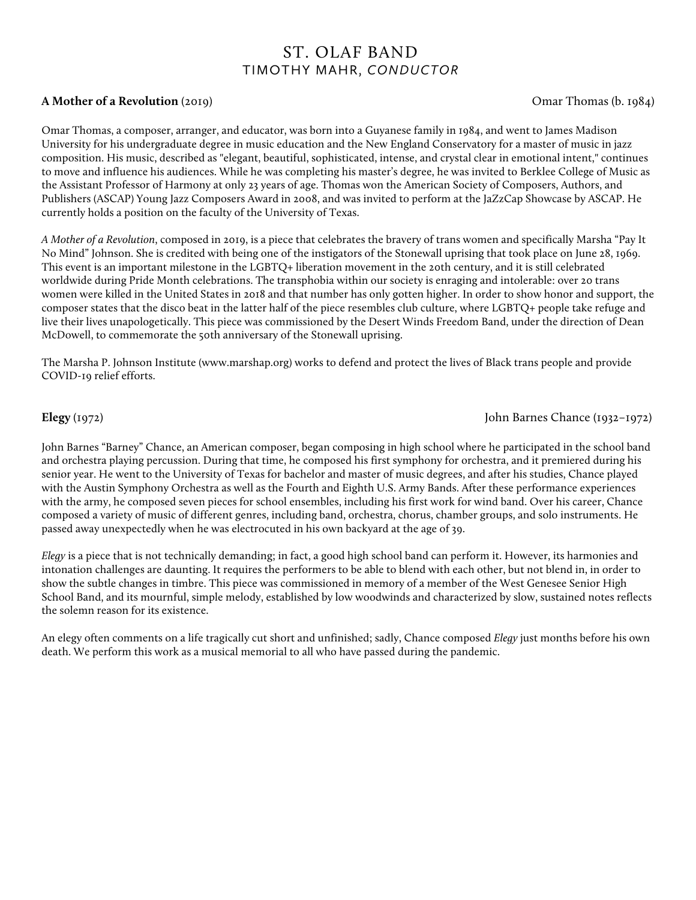# ST. OLAF BAND
## TIMOTHY MAHR, *CONDUCTOR*

**A Mother of a Revolution** (2019) Omar Thomas (b. 1984)

Omar Thomas, a composer, arranger, and educator, was born into a Guyanese family in 1984, and went to James Madison University for his undergraduate degree in music education and the New England Conservatory for a master of music in jazz composition. His music, described as "elegant, beautiful, sophisticated, intense, and crystal clear in emotional intent," continues to move and influence his audiences. While he was completing his master's degree, he was invited to Berklee College of Music as the Assistant Professor of Harmony at only 23 years of age. Thomas won the American Society of Composers, Authors, and Publishers (ASCAP) Young Jazz Composers Award in 2008, and was invited to perform at the JaZzCap Showcase by ASCAP. He currently holds a position on the faculty of the University of Texas.

*A Mother of a Revolution*, composed in 2019, is a piece that celebrates the bravery of trans women and specifically Marsha "Pay It No Mind" Johnson. She is credited with being one of the instigators of the Stonewall uprising that took place on June 28, 1969. This event is an important milestone in the LGBTQ+ liberation movement in the 20th century, and it is still celebrated worldwide during Pride Month celebrations. The transphobia within our society is enraging and intolerable: over 20 trans women were killed in the United States in 2018 and that number has only gotten higher. In order to show honor and support, the composer states that the disco beat in the latter half of the piece resembles club culture, where LGBTQ+ people take refuge and live their lives unapologetically. This piece was commissioned by the Desert Winds Freedom Band, under the direction of Dean McDowell, to commemorate the 50th anniversary of the Stonewall uprising.

The Marsha P. Johnson Institute (www.marshap.org) works to defend and protect the lives of Black trans people and provide COVID-19 relief efforts.

**Elegy** (1972) John Barnes Chance (1932–1972)

John Barnes "Barney" Chance, an American composer, began composing in high school where he participated in the school band and orchestra playing percussion. During that time, he composed his first symphony for orchestra, and it premiered during his senior year. He went to the University of Texas for bachelor and master of music degrees, and after his studies, Chance played with the Austin Symphony Orchestra as well as the Fourth and Eighth U.S. Army Bands. After these performance experiences with the army, he composed seven pieces for school ensembles, including his first work for wind band. Over his career, Chance composed a variety of music of different genres, including band, orchestra, chorus, chamber groups, and solo instruments. He passed away unexpectedly when he was electrocuted in his own backyard at the age of 39.

*Elegy* is a piece that is not technically demanding; in fact, a good high school band can perform it. However, its harmonies and intonation challenges are daunting. It requires the performers to be able to blend with each other, but not blend in, in order to show the subtle changes in timbre. This piece was commissioned in memory of a member of the West Genesee Senior High School Band, and its mournful, simple melody, established by low woodwinds and characterized by slow, sustained notes reflects the solemn reason for its existence.

An elegy often comments on a life tragically cut short and unfinished; sadly, Chance composed *Elegy* just months before his own death. We perform this work as a musical memorial to all who have passed during the pandemic.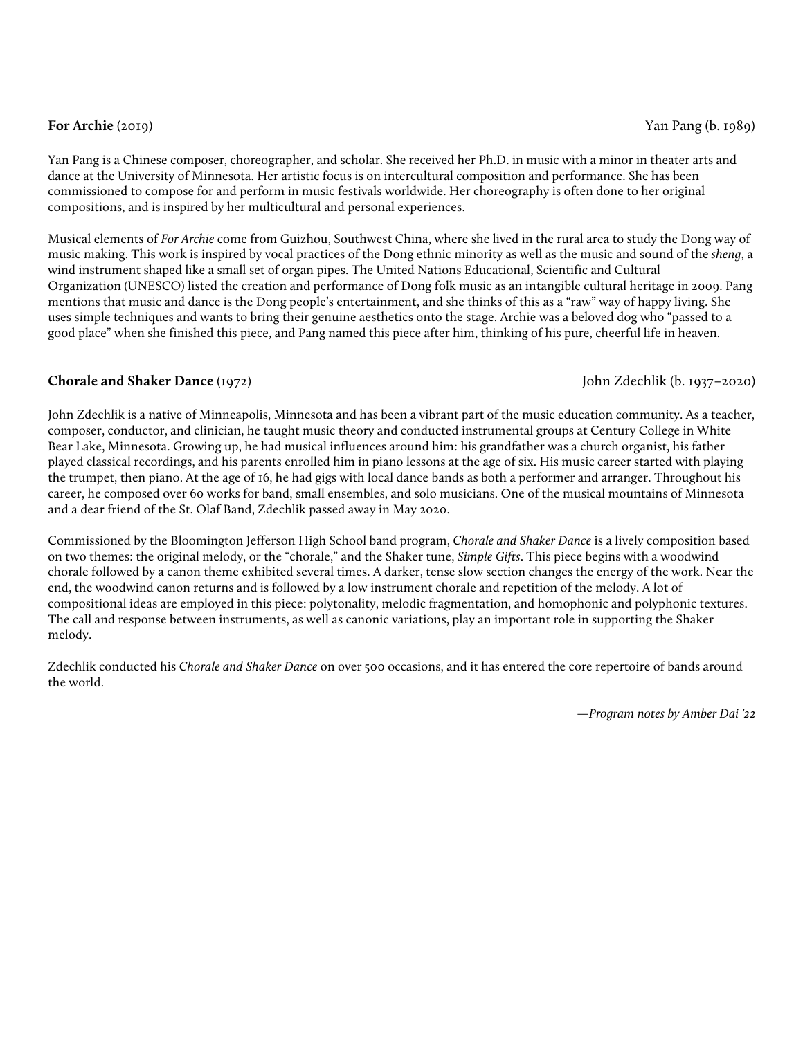**For Archie** (2019) Yan Pang (b. 1989)

Yan Pang is a Chinese composer, choreographer, and scholar. She received her Ph.D. in music with a minor in theater arts and dance at the University of Minnesota. Her artistic focus is on intercultural composition and performance. She has been commissioned to compose for and perform in music festivals worldwide. Her choreography is often done to her original compositions, and is inspired by her multicultural and personal experiences.

Musical elements of *For Archie* come from Guizhou, Southwest China, where she lived in the rural area to study the Dong way of music making. This work is inspired by vocal practices of the Dong ethnic minority as well as the music and sound of the *sheng*, a wind instrument shaped like a small set of organ pipes. The United Nations Educational, Scientific and Cultural Organization (UNESCO) listed the creation and performance of Dong folk music as an intangible cultural heritage in 2009. Pang mentions that music and dance is the Dong people's entertainment, and she thinks of this as a "raw" way of happy living. She uses simple techniques and wants to bring their genuine aesthetics onto the stage. Archie was a beloved dog who "passed to a good place" when she finished this piece, and Pang named this piece after him, thinking of his pure, cheerful life in heaven.

**Chorale and Shaker Dance** (1972) John Zdechlik (b. 1937–2020)

John Zdechlik is a native of Minneapolis, Minnesota and has been a vibrant part of the music education community. As a teacher, composer, conductor, and clinician, he taught music theory and conducted instrumental groups at Century College in White Bear Lake, Minnesota. Growing up, he had musical influences around him: his grandfather was a church organist, his father played classical recordings, and his parents enrolled him in piano lessons at the age of six. His music career started with playing the trumpet, then piano. At the age of 16, he had gigs with local dance bands as both a performer and arranger. Throughout his career, he composed over 60 works for band, small ensembles, and solo musicians. One of the musical mountains of Minnesota and a dear friend of the St. Olaf Band, Zdechlik passed away in May 2020.

Commissioned by the Bloomington Jefferson High School band program, *Chorale and Shaker Dance* is a lively composition based on two themes: the original melody, or the "chorale," and the Shaker tune, *Simple Gifts*. This piece begins with a woodwind chorale followed by a canon theme exhibited several times. A darker, tense slow section changes the energy of the work. Near the end, the woodwind canon returns and is followed by a low instrument chorale and repetition of the melody. A lot of compositional ideas are employed in this piece: polytonality, melodic fragmentation, and homophonic and polyphonic textures. The call and response between instruments, as well as canonic variations, play an important role in supporting the Shaker melody.

Zdechlik conducted his *Chorale and Shaker Dance* on over 500 occasions, and it has entered the core repertoire of bands around the world.

*—Program notes by Amber Dai '22*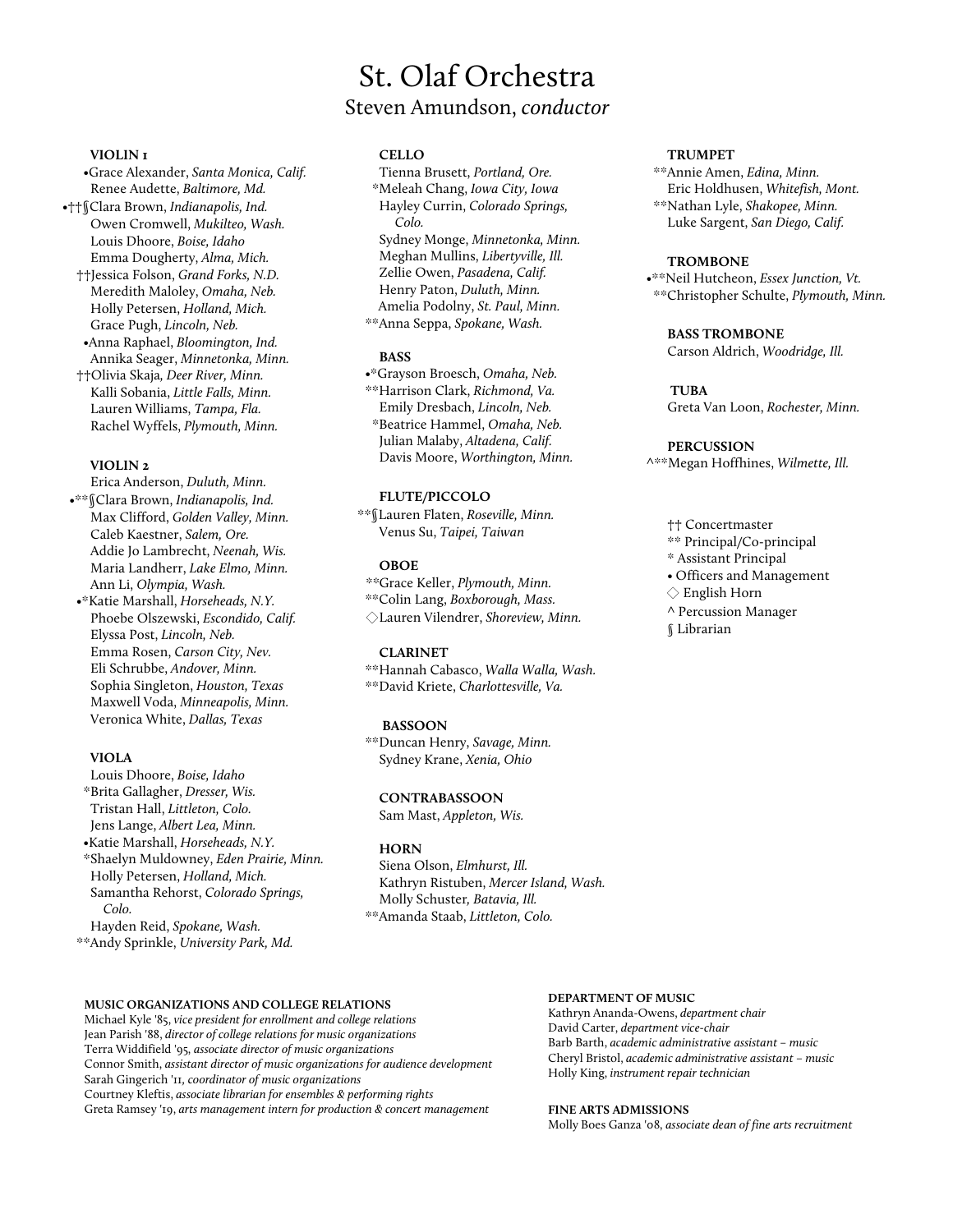# St. Olaf Orchestra

## Steven Amundson, *conductor*

**VIOLIN 1**

•Grace Alexander, *Santa Monica, Calif.*
Renee Audette, *Baltimore, Md.*
•††§Clara Brown, *Indianapolis, Ind.*
Owen Cromwell, *Mukilteo, Wash.*
Louis Dhoore, *Boise, Idaho*
Emma Dougherty, *Alma, Mich.*
††Jessica Folson, *Grand Forks, N.D.*
Meredith Maloley, *Omaha, Neb.*
Holly Petersen, *Holland, Mich.*
Grace Pugh, *Lincoln, Neb.*
•Anna Raphael, *Bloomington, Ind.*
Annika Seager, *Minnetonka, Minn.*
††Olivia Skaja, *Deer River, Minn.*
Kalli Sobania, *Little Falls, Minn.*
Lauren Williams, *Tampa, Fla.*
Rachel Wyffels, *Plymouth, Minn.*

**VIOLIN 2**

Erica Anderson, *Duluth, Minn.*
•**§Clara Brown, *Indianapolis, Ind.*
Max Clifford, *Golden Valley, Minn.*
Caleb Kaestner, *Salem, Ore.*
Addie Jo Lambrecht, *Neenah, Wis.*
Maria Landherr, *Lake Elmo, Minn.*
Ann Li, *Olympia, Wash.*
•*Katie Marshall, *Horseheads, N.Y.*
Phoebe Olszewski, *Escondido, Calif.*
Elyssa Post, *Lincoln, Neb.*
Emma Rosen, *Carson City, Nev.*
Eli Schrubbe, *Andover, Minn.*
Sophia Singleton, *Houston, Texas*
Maxwell Voda, *Minneapolis, Minn.*
Veronica White, *Dallas, Texas*

**VIOLA**

Louis Dhoore, *Boise, Idaho*
*Brita Gallagher, *Dresser, Wis.*
Tristan Hall, *Littleton, Colo.*
Jens Lange, *Albert Lea, Minn.*
•Katie Marshall, *Horseheads, N.Y.*
*Shaelyn Muldowney, *Eden Prairie, Minn.*
Holly Petersen, *Holland, Mich.*
Samantha Rehorst, *Colorado Springs, Colo.*
Hayden Reid, *Spokane, Wash.*
**Andy Sprinkle, *University Park, Md.*

**CELLO**

Tienna Brusett, *Portland, Ore.*
*Meleah Chang, *Iowa City, Iowa*
Hayley Currin, *Colorado Springs, Colo.*
Sydney Monge, *Minnetonka, Minn.*
Meghan Mullins, *Libertyville, Ill.*
Zellie Owen, *Pasadena, Calif.*
Henry Paton, *Duluth, Minn.*
Amelia Podolny, *St. Paul, Minn.*
**Anna Seppa, *Spokane, Wash.*

**BASS**

•*Grayson Broesch, *Omaha, Neb.*
**Harrison Clark, *Richmond, Va.*
Emily Dresbach, *Lincoln, Neb.*
*Beatrice Hammel, *Omaha, Neb.*
Julian Malaby, *Altadena, Calif.*
Davis Moore, *Worthington, Minn.*

**FLUTE/PICCOLO**

**§Lauren Flaten, *Roseville, Minn.*
Venus Su, *Taipei, Taiwan*

**OBOE**

**Grace Keller, *Plymouth, Minn.*
**Colin Lang, *Boxborough, Mass.*
◇Lauren Vilendrer, *Shoreview, Minn.*

**CLARINET**

**Hannah Cabasco, *Walla Walla, Wash.*
**David Kriete, *Charlottesville, Va.*

**BASSOON**

**Duncan Henry, *Savage, Minn.*
Sydney Krane, *Xenia, Ohio*

**CONTRABASSOON**

Sam Mast, *Appleton, Wis.*

**HORN**

Siena Olson, *Elmhurst, Ill.*
Kathryn Ristuben, *Mercer Island, Wash.*
Molly Schuster, *Batavia, Ill.*
**Amanda Staab, *Littleton, Colo.*

**TRUMPET**

**Annie Amen, *Edina, Minn.*
Eric Holdhusen, *Whitefish, Mont.*
**Nathan Lyle, *Shakopee, Minn.*
Luke Sargent, *San Diego, Calif.*

**TROMBONE**

•**Neil Hutcheon, *Essex Junction, Vt.*
**Christopher Schulte, *Plymouth, Minn.*

**BASS TROMBONE**

Carson Aldrich, *Woodridge, Ill.*

**TUBA**

Greta Van Loon, *Rochester, Minn.*

**PERCUSSION**

^**Megan Hoffhines, *Wilmette, Ill.*

†† Concertmaster
** Principal/Co-principal
* Assistant Principal
• Officers and Management
◇ English Horn
^ Percussion Manager
§ Librarian

**MUSIC ORGANIZATIONS AND COLLEGE RELATIONS**

Michael Kyle '85, *vice president for enrollment and college relations*
Jean Parish '88, *director of college relations for music organizations*
Terra Widdifield '95, *associate director of music organizations*
Connor Smith, *assistant director of music organizations for audience development*
Sarah Gingerich '11, *coordinator of music organizations*
Courtney Kleftis, *associate librarian for ensembles & performing rights*
Greta Ramsey '19, *arts management intern for production & concert management*

**DEPARTMENT OF MUSIC**

Kathryn Ananda-Owens, *department chair*
David Carter, *department vice-chair*
Barb Barth, *academic administrative assistant – music*
Cheryl Bristol, *academic administrative assistant – music*
Holly King, *instrument repair technician*

**FINE ARTS ADMISSIONS**

Molly Boes Ganza '08, *associate dean of fine arts recruitment*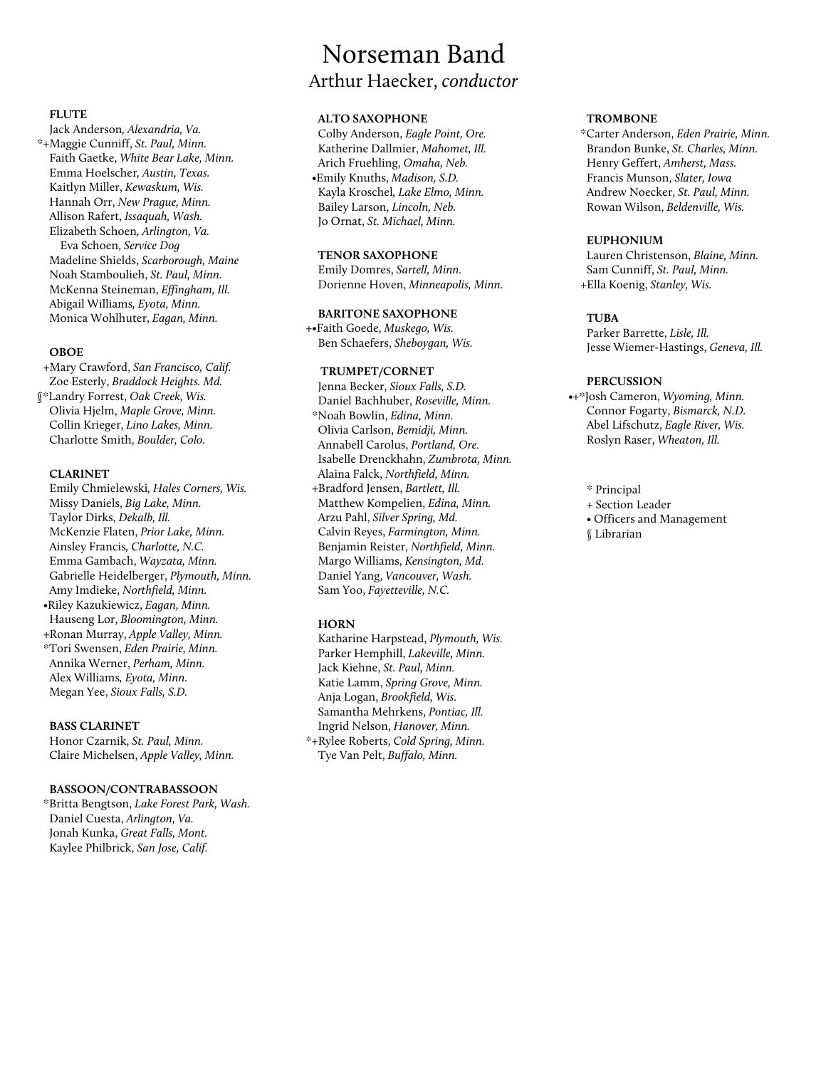# Norseman Band

## Arthur Haecker, *conductor*

**FLUTE**

Jack Anderson*, Alexandria, Va.*
*+Maggie Cunniff, *St. Paul, Minn.*
Faith Gaetke, *White Bear Lake, Minn.*
Emma Hoelscher*, Austin, Texas.*
Kaitlyn Miller, *Kewaskum, Wis.*
Hannah Orr, *New Prague, Minn.*
Allison Rafert, *Issaquah, Wash.*
Elizabeth Schoen*, Arlington, Va.*
Eva Schoen, *Service Dog*
Madeline Shields, *Scarborough, Maine*
Noah Stamboulieh, *St. Paul, Minn.*
McKenna Steineman, *Effingham, Ill.*
Abigail Williams*, Eyota, Minn.*
Monica Wohlhuter, *Eagan, Minn.*

**OBOE**

+Mary Crawford, *San Francisco, Calif.*
Zoe Esterly, *Braddock Heights. Md.*
§*Landry Forrest, *Oak Creek, Wis.*
Olivia Hjelm, *Maple Grove, Minn.*
Collin Krieger, *Lino Lakes, Minn.*
Charlotte Smith, *Boulder, Colo.*

**CLARINET**

Emily Chmielewski*, Hales Corners, Wis.*
Missy Daniels, *Big Lake, Minn.*
Taylor Dirks, *Dekalb, Ill.*
McKenzie Flaten, *Prior Lake, Minn.*
Ainsley Francis*, Charlotte, N.C.*
Emma Gambach, *Wayzata, Minn.*
Gabrielle Heidelberger, *Plymouth, Minn.*
Amy Imdieke, *Northfield, Minn.*
•Riley Kazukiewicz, *Eagan, Minn.*
Hauseng Lor, *Bloomington, Minn.*
+Ronan Murray, *Apple Valley, Minn.*
*Tori Swensen, *Eden Prairie, Minn.*
Annika Werner, *Perham, Minn.*
Alex Williams*, Eyota, Minn.*
Megan Yee, *Sioux Falls, S.D.*

**BASS CLARINET**

Honor Czarnik, *St. Paul, Minn.*
Claire Michelsen, *Apple Valley, Minn.*

**BASSOON/CONTRABASSOON**

*Britta Bengtson, *Lake Forest Park, Wash.*
Daniel Cuesta, *Arlington, Va.*
Jonah Kunka, *Great Falls, Mont.*
Kaylee Philbrick, *San Jose, Calif.*

**ALTO SAXOPHONE**

Colby Anderson, *Eagle Point, Ore.*
Katherine Dallmier, *Mahomet, Ill.*
Arich Fruehling, *Omaha, Neb.*
•Emily Knuths, *Madison, S.D.*
Kayla Kroschel*, Lake Elmo, Minn.*
Bailey Larson, *Lincoln, Neb.*
Jo Ornat, *St. Michael, Minn.*

**TENOR SAXOPHONE**

Emily Domres, *Sartell, Minn.*
Dorienne Hoven, *Minneapolis, Minn.*

**BARITONE SAXOPHONE**

+•Faith Goede, *Muskego, Wis.*
Ben Schaefers, *Sheboygan, Wis.*

**TRUMPET/CORNET**

Jenna Becker, *Sioux Falls, S.D.*
Daniel Bachhuber, *Roseville, Minn.*
*Noah Bowlin, *Edina, Minn.*
Olivia Carlson, *Bemidji, Minn.*
Annabell Carolus, *Portland, Ore.*
Isabelle Drenckhahn, *Zumbrota, Minn.*
Alaina Falck, *Northfield, Minn.*
+Bradford Jensen, *Bartlett, Ill.*
Matthew Kompelien, *Edina, Minn.*
Arzu Pahl, *Silver Spring, Md.*
Calvin Reyes, *Farmington, Minn.*
Benjamin Reister, *Northfield, Minn.*
Margo Williams, *Kensington, Md.*
Daniel Yang, *Vancouver, Wash.*
Sam Yoo, *Fayetteville, N.C.*

**HORN**

Katharine Harpstead, *Plymouth, Wis.*
Parker Hemphill, *Lakeville, Minn.*
Jack Kiehne, *St. Paul, Minn.*
Katie Lamm, *Spring Grove, Minn.*
Anja Logan, *Brookfield, Wis.*
Samantha Mehrkens, *Pontiac, Ill.*
Ingrid Nelson, *Hanover, Minn.*
*+Rylee Roberts, *Cold Spring, Minn.*
Tye Van Pelt, *Buffalo, Minn.*

**TROMBONE**

*Carter Anderson, *Eden Prairie, Minn.*
Brandon Bunke, *St. Charles, Minn.*
Henry Geffert, *Amherst, Mass.*
Francis Munson, *Slater, Iowa*
Andrew Noecker, *St. Paul, Minn.*
Rowan Wilson, *Beldenville, Wis.*

**EUPHONIUM**

Lauren Christenson, *Blaine, Minn.*
Sam Cunniff, *St. Paul, Minn.*
+Ella Koenig, *Stanley, Wis.*

**TUBA**

Parker Barrette, *Lisle, Ill.*
Jesse Wiemer-Hastings, *Geneva, Ill.*

**PERCUSSION**

•+*Josh Cameron, *Wyoming, Minn.*
Connor Fogarty, *Bismarck, N.D.*
Abel Lifschutz, *Eagle River, Wis.*
Roslyn Raser, *Wheaton, Ill.*

\* Principal
\+ Section Leader
• Officers and Management
§ Librarian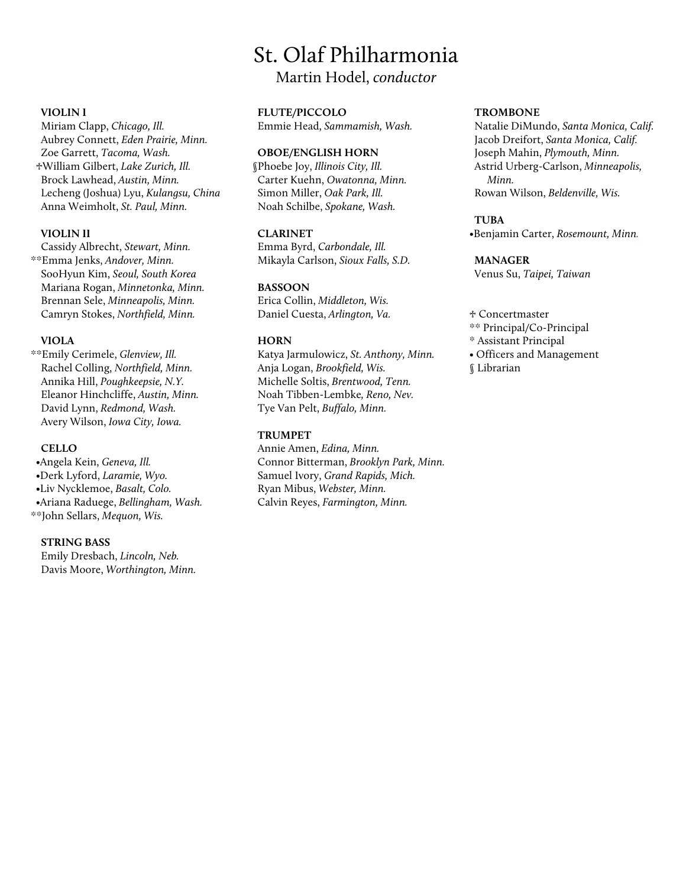# St. Olaf Philharmonia

Martin Hodel, *conductor*

**VIOLIN I**

Miriam Clapp, *Chicago, Ill.*
Aubrey Connett, *Eden Prairie, Minn.*
Zoe Garrett, *Tacoma, Wash.*
✢William Gilbert, *Lake Zurich, Ill.*
Brock Lawhead, *Austin, Minn.*
Lecheng (Joshua) Lyu, *Kulangsu, China*
Anna Weimholt, *St. Paul, Minn.*

**VIOLIN II**

Cassidy Albrecht, *Stewart, Minn.*
**Emma Jenks, *Andover, Minn.*
SooHyun Kim, *Seoul, South Korea*
Mariana Rogan, *Minnetonka, Minn.*
Brennan Sele, *Minneapolis, Minn.*
Camryn Stokes, *Northfield, Minn.*

**VIOLA**

**Emily Cerimele, *Glenview, Ill.*
Rachel Colling, *Northfield, Minn.*
Annika Hill, *Poughkeepsie, N.Y.*
Eleanor Hinchcliffe, *Austin, Minn.*
David Lynn, *Redmond, Wash.*
Avery Wilson, *Iowa City, Iowa.*

**CELLO**

•Angela Kein, *Geneva, Ill.*
•Derk Lyford, *Laramie, Wyo.*
•Liv Nycklemoe, *Basalt, Colo.*
•Ariana Raduege, *Bellingham, Wash.*
**John Sellars, *Mequon, Wis.*

**STRING BASS**

Emily Dresbach, *Lincoln, Neb.*
Davis Moore, *Worthington, Minn.*

**FLUTE/PICCOLO**

Emmie Head, *Sammamish, Wash.*

**OBOE/ENGLISH HORN**

§Phoebe Joy, *Illinois City, Ill.*
Carter Kuehn, *Owatonna, Minn.*
Simon Miller, *Oak Park, Ill.*
Noah Schilbe, *Spokane, Wash.*

**CLARINET**

Emma Byrd, *Carbondale, Ill.*
Mikayla Carlson, *Sioux Falls, S.D.*

**BASSOON**

Erica Collin, *Middleton, Wis.*
Daniel Cuesta, *Arlington, Va.*

**HORN**

Katya Jarmulowicz, *St. Anthony, Minn.*
Anja Logan, *Brookfield, Wis.*
Michelle Soltis, *Brentwood, Tenn.*
Noah Tibben-Lembke, *Reno, Nev.*
Tye Van Pelt, *Buffalo, Minn.*

**TRUMPET**

Annie Amen, *Edina, Minn.*
Connor Bitterman, *Brooklyn Park, Minn.*
Samuel Ivory, *Grand Rapids, Mich.*
Ryan Mibus, *Webster, Minn.*
Calvin Reyes, *Farmington, Minn.*

**TROMBONE**

Natalie DiMundo, *Santa Monica, Calif.*
Jacob Dreifort, *Santa Monica, Calif.*
Joseph Mahin, *Plymouth, Minn.*
Astrid Urberg-Carlson, *Minneapolis, Minn.*
Rowan Wilson, *Beldenville, Wis.*

**TUBA**

•Benjamin Carter, *Rosemount, Minn.*

**MANAGER**

Venus Su, *Taipei, Taiwan*

✢ Concertmaster
** Principal/Co-Principal
* Assistant Principal
• Officers and Management
§ Librarian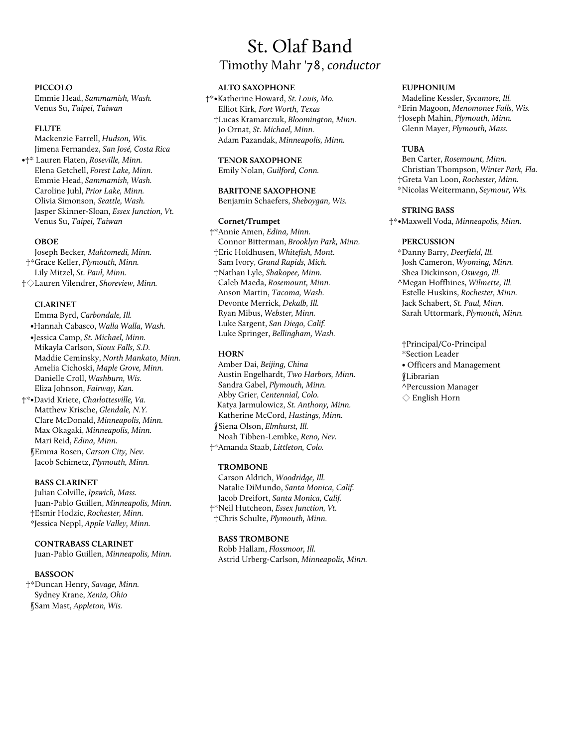# St. Olaf Band

## Timothy Mahr '78, *conductor*

**PICCOLO**

Emmie Head, *Sammamish, Wash.*
Venus Su, *Taipei, Taiwan*

**FLUTE**

Mackenzie Farrell, *Hudson, Wis.*
Jimena Fernandez, *San José, Costa Rica*
•†* Lauren Flaten, *Roseville, Minn.*
Elena Getchell, *Forest Lake, Minn.*
Emmie Head, *Sammamish, Wash.*
Caroline Juhl, *Prior Lake, Minn.*
Olivia Simonson, *Seattle, Wash.*
Jasper Skinner-Sloan, *Essex Junction, Vt.*
Venus Su, *Taipei, Taiwan*

**OBOE**

Joseph Becker, *Mahtomedi, Minn.*
†*Grace Keller, *Plymouth, Minn.*
Lily Mitzel, *St. Paul, Minn.*
†◇Lauren Vilendrer, *Shoreview, Minn.*

**CLARINET**

Emma Byrd, *Carbondale, Ill.*
•Hannah Cabasco, *Walla Walla, Wash.*
•Jessica Camp, *St. Michael, Minn.*
Mikayla Carlson, *Sioux Falls, S.D.*
Maddie Ceminsky, *North Mankato, Minn.*
Amelia Cichoski, *Maple Grove, Minn.*
Danielle Croll, *Washburn, Wis.*
Eliza Johnson, *Fairway, Kan.*
†*•David Kriete, *Charlottesville, Va.*
Matthew Krische, *Glendale, N.Y.*
Clare McDonald, *Minneapolis, Minn.*
Max Okagaki, *Minneapolis, Minn.*
Mari Reid, *Edina, Minn.*
§Emma Rosen, *Carson City, Nev.*
Jacob Schimetz, *Plymouth, Minn.*

**BASS CLARINET**

Julian Colville, *Ipswich, Mass.*
Juan-Pablo Guillen, *Minneapolis, Minn.*
†Esmir Hodzic, *Rochester, Minn.*
*Jessica Neppl, *Apple Valley, Minn.*

**CONTRABASS CLARINET**

Juan-Pablo Guillen, *Minneapolis, Minn.*

**BASSOON**

†*Duncan Henry, *Savage, Minn.*
Sydney Krane, *Xenia, Ohio*
§Sam Mast, *Appleton, Wis.*

**ALTO SAXOPHONE**

†*•Katherine Howard, *St. Louis, Mo.*
Elliot Kirk, *Fort Worth, Texas*
†Lucas Kramarczuk, *Bloomington, Minn.*
Jo Ornat, *St. Michael, Minn.*
Adam Pazandak, *Minneapolis, Minn.*

**TENOR SAXOPHONE**

Emily Nolan, *Guilford, Conn.*

**BARITONE SAXOPHONE**

Benjamin Schaefers, *Sheboygan, Wis.*

**Cornet/Trumpet**

†*Annie Amen, *Edina, Minn.*
Connor Bitterman, *Brooklyn Park, Minn.*
†Eric Holdhusen, *Whitefish, Mont.*
Sam Ivory, *Grand Rapids, Mich.*
†Nathan Lyle, *Shakopee, Minn.*
Caleb Maeda, *Rosemount, Minn.*
Anson Martin, *Tacoma, Wash.*
Devonte Merrick, *Dekalb, Ill.*
Ryan Mibus, *Webster, Minn.*
Luke Sargent, *San Diego, Calif.*
Luke Springer, *Bellingham, Wash.*

**HORN**

Amber Dai, *Beijing, China*
Austin Engelhardt, *Two Harbors, Minn.*
Sandra Gabel, *Plymouth, Minn.*
Abby Grier, *Centennial, Colo.*
Katya Jarmulowicz, *St. Anthony, Minn.*
Katherine McCord, *Hastings, Minn.*
§Siena Olson, *Elmhurst, Ill.*
Noah Tibben-Lembke, *Reno, Nev.*
†*Amanda Staab, *Littleton, Colo.*

**TROMBONE**

Carson Aldrich, *Woodridge, Ill.*
Natalie DiMundo, *Santa Monica, Calif.*
Jacob Dreifort, *Santa Monica, Calif.*
†*Neil Hutcheon, *Essex Junction, Vt.*
†Chris Schulte, *Plymouth, Minn.*

**BASS TROMBONE**

Robb Hallam, *Flossmoor, Ill.*
Astrid Urberg-Carlson, *Minneapolis, Minn.*

**EUPHONIUM**

Madeline Kessler, *Sycamore, Ill.*
*Erin Magoon, *Menomonee Falls, Wis.*
†Joseph Mahin, *Plymouth, Minn.*
Glenn Mayer, *Plymouth, Mass.*

**TUBA**

Ben Carter, *Rosemount, Minn.*
Christian Thompson, *Winter Park, Fla.*
†Greta Van Loon, *Rochester, Minn.*
*Nicolas Weitermann, *Seymour, Wis.*

**STRING BASS**

†*•Maxwell Voda, *Minneapolis, Minn.*

**PERCUSSION**

*Danny Barry, *Deerfield, Ill.*
Josh Cameron, *Wyoming, Minn.*
Shea Dickinson, *Oswego, Ill.*
^Megan Hoffhines, *Wilmette, Ill.*
Estelle Huskins, *Rochester, Minn.*
Jack Schabert, *St. Paul, Minn.*
Sarah Uttormark, *Plymouth, Minn.*

†Principal/Co-Principal
*Section Leader
• Officers and Management
§Librarian
^Percussion Manager
◇ English Horn